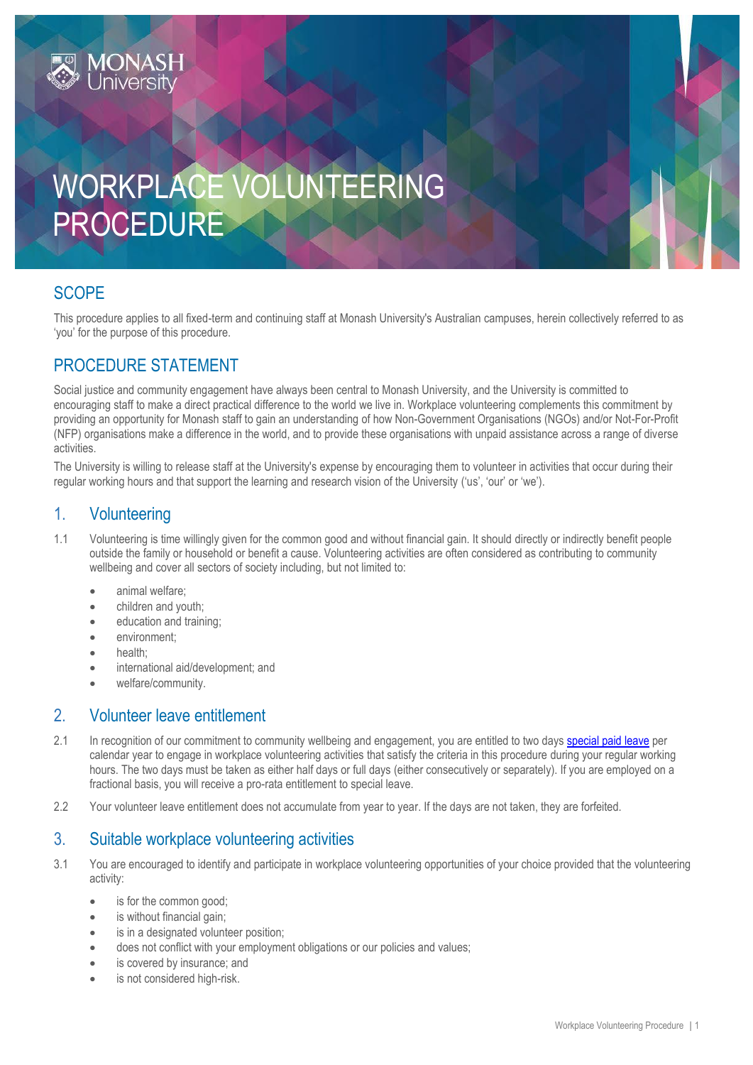# WORKPLACE VOLUNTEERING PROCEDURE

## SCOPE

This procedure applies to all fixed-term and continuing staff at Monash University's Australian campuses, herein collectively referred to as 'you' for the purpose of this procedure.

## PROCEDURE STATEMENT

Social justice and community engagement have always been central to Monash University, and the University is committed to encouraging staff to make a direct practical difference to the world we live in. Workplace volunteering complements this commitment by providing an opportunity for Monash staff to gain an understanding of how Non-Government Organisations (NGOs) and/or Not-For-Profit (NFP) organisations make a difference in the world, and to provide these organisations with unpaid assistance across a range of diverse activities.

The University is willing to release staff at the University's expense by encouraging them to volunteer in activities that occur during their regular working hours and that support the learning and research vision of the University ('us', 'our' or 'we').

## 1. Volunteering

1.1 Volunteering is time willingly given for the common good and without financial gain. It should directly or indirectly benefit people outside the family or household or benefit a cause. Volunteering activities are often considered as contributing to community wellbeing and cover all sectors of society including, but not limited to:

- animal welfare;
- children and youth;
- education and training;
- environment;
- health;
- international aid/development; and
- welfare/community.

## 2. Volunteer leave entitlement

2.1 In recognition of our commitment to community wellbeing and engagement, you are entitled to two days special paid leave per calendar year to engage in workplace volunteering activities that satisfy the criteria in this procedure during your regular working hours. The two days must be taken as either half days or full days (either consecutively or separately). If you are employed on a fractional basis, you will receive a pro-rata entitlement to special leave.

2.2 Your volunteer leave entitlement does not accumulate from year to year. If the days are not taken, they are forfeited.

## 3. Suitable workplace volunteering activities

3.1 You are encouraged to identify and participate in workplace volunteering opportunities of your choice provided that the volunteering activity:

- is for the common good;
- is without financial gain;
- is in a designated volunteer position;
- does not conflict with your employment obligations or our policies and values;
- is covered by insurance; and
- is not considered high-risk.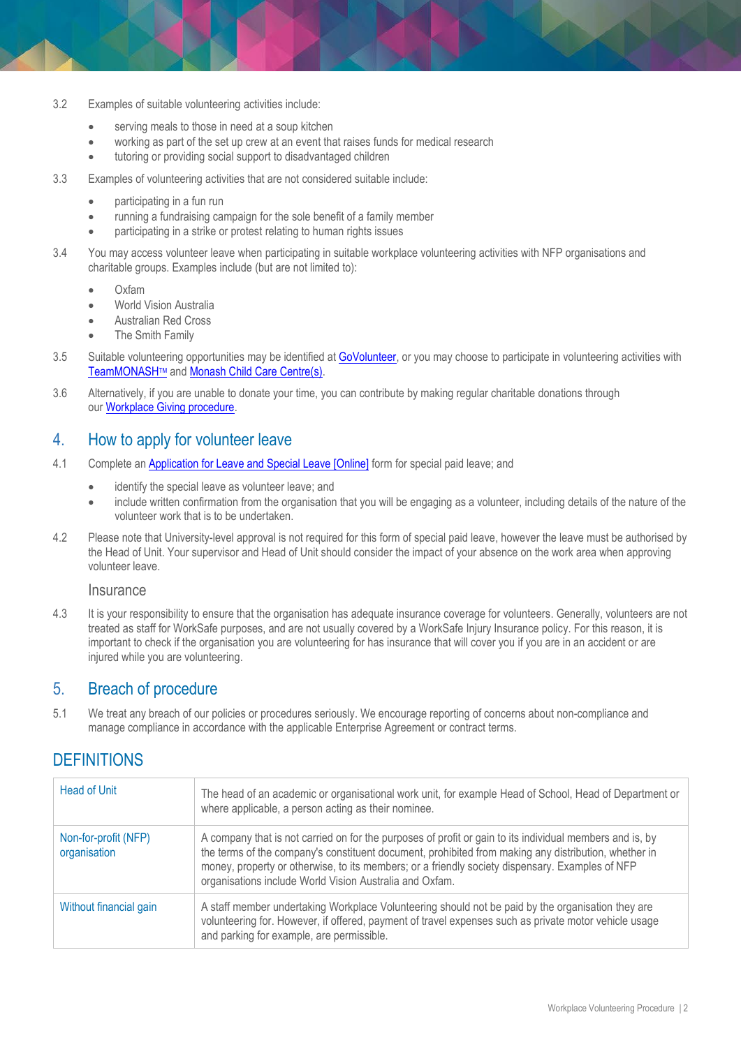3.2 Examples of suitable volunteering activities include:

- serving meals to those in need at a soup kitchen
- working as part of the set up crew at an event that raises funds for medical research
- tutoring or providing social support to disadvantaged children

3.3 Examples of volunteering activities that are not considered suitable include:

- participating in a fun run
- running a fundraising campaign for the sole benefit of a family member
- participating in a strike or protest relating to human rights issues

3.4 You may access volunteer leave when participating in suitable workplace volunteering activities with NFP organisations and charitable groups. Examples include (but are not limited to):

- Oxfam
- World Vision Australia
- Australian Red Cross
- The Smith Family

3.5 Suitable volunteering opportunities may be identified at GoVolunteer, or you may choose to participate in volunteering activities with TeamMONASH™ and Monash Child Care Centre(s).

3.6 Alternatively, if you are unable to donate your time, you can contribute by making regular charitable donations through our Workplace Giving procedure.

## 4. How to apply for volunteer leave

4.1 Complete an Application for Leave and Special Leave [Online] form for special paid leave; and

- identify the special leave as volunteer leave; and
- include written confirmation from the organisation that you will be engaging as a volunteer, including details of the nature of the volunteer work that is to be undertaken.

4.2 Please note that University-level approval is not required for this form of special paid leave, however the leave must be authorised by the Head of Unit. Your supervisor and Head of Unit should consider the impact of your absence on the work area when approving volunteer leave.

### Insurance

4.3 It is your responsibility to ensure that the organisation has adequate insurance coverage for volunteers. Generally, volunteers are not treated as staff for WorkSafe purposes, and are not usually covered by a WorkSafe Injury Insurance policy. For this reason, it is important to check if the organisation you are volunteering for has insurance that will cover you if you are in an accident or are injured while you are volunteering.

## 5. Breach of procedure

5.1 We treat any breach of our policies or procedures seriously. We encourage reporting of concerns about non-compliance and manage compliance in accordance with the applicable Enterprise Agreement or contract terms.

## DEFINITIONS

| | |
|---|---|
| Head of Unit | The head of an academic or organisational work unit, for example Head of School, Head of Department or where applicable, a person acting as their nominee. |
| Non-for-profit (NFP) organisation | A company that is not carried on for the purposes of profit or gain to its individual members and is, by the terms of the company's constituent document, prohibited from making any distribution, whether in money, property or otherwise, to its members; or a friendly society dispensary. Examples of NFP organisations include World Vision Australia and Oxfam. |
| Without financial gain | A staff member undertaking Workplace Volunteering should not be paid by the organisation they are volunteering for. However, if offered, payment of travel expenses such as private motor vehicle usage and parking for example, are permissible. |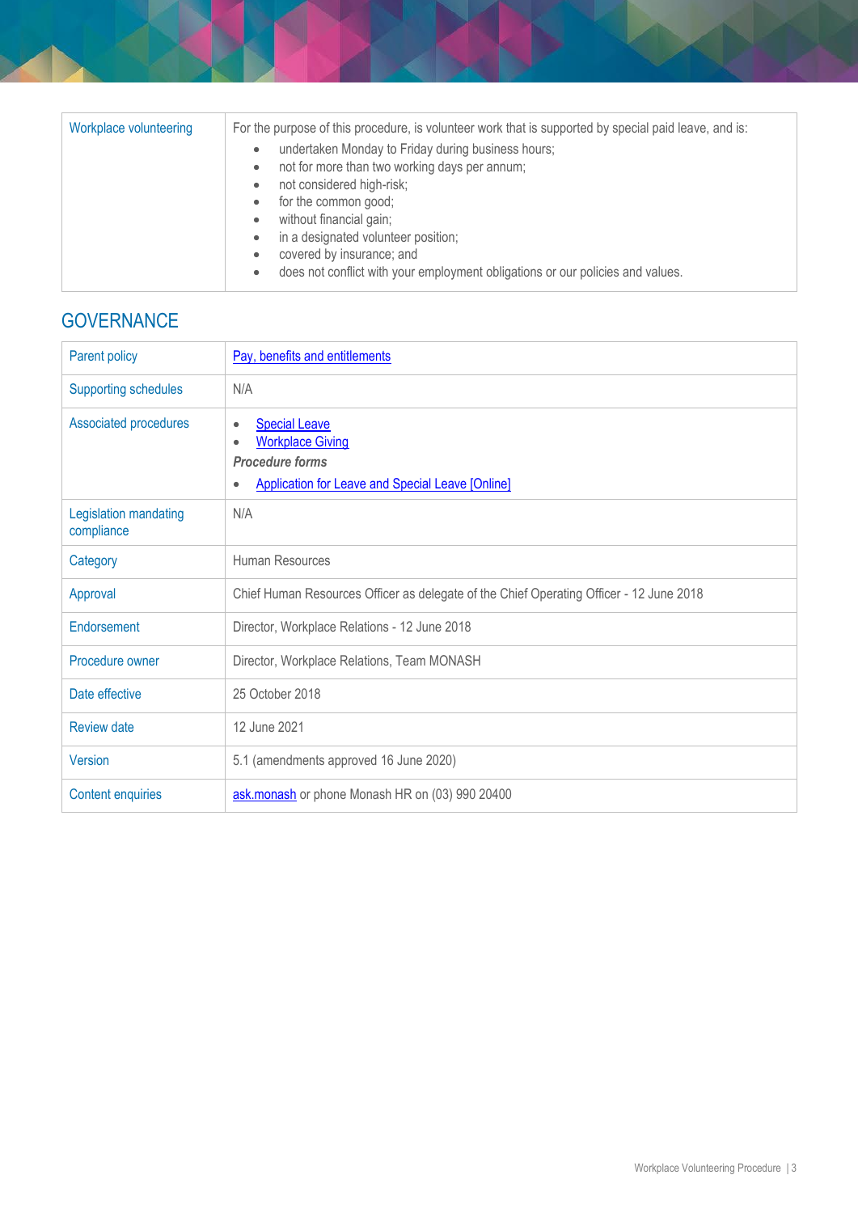| | |
|---|---|
| Workplace volunteering | For the purpose of this procedure, is volunteer work that is supported by special paid leave, and is:<br>• undertaken Monday to Friday during business hours;<br>• not for more than two working days per annum;<br>• not considered high-risk;<br>• for the common good;<br>• without financial gain;<br>• in a designated volunteer position;<br>• covered by insurance; and<br>• does not conflict with your employment obligations or our policies and values. |

## GOVERNANCE

| | |
|---|---|
| Parent policy | Pay, benefits and entitlements |
| Supporting schedules | N/A |
| Associated procedures | • Special Leave<br>• Workplace Giving<br>***Procedure forms***<br>• Application for Leave and Special Leave [Online] |
| Legislation mandating compliance | N/A |
| Category | Human Resources |
| Approval | Chief Human Resources Officer as delegate of the Chief Operating Officer - 12 June 2018 |
| Endorsement | Director, Workplace Relations - 12 June 2018 |
| Procedure owner | Director, Workplace Relations, Team MONASH |
| Date effective | 25 October 2018 |
| Review date | 12 June 2021 |
| Version | 5.1 (amendments approved 16 June 2020) |
| Content enquiries | ask.monash or phone Monash HR on (03) 990 20400 |